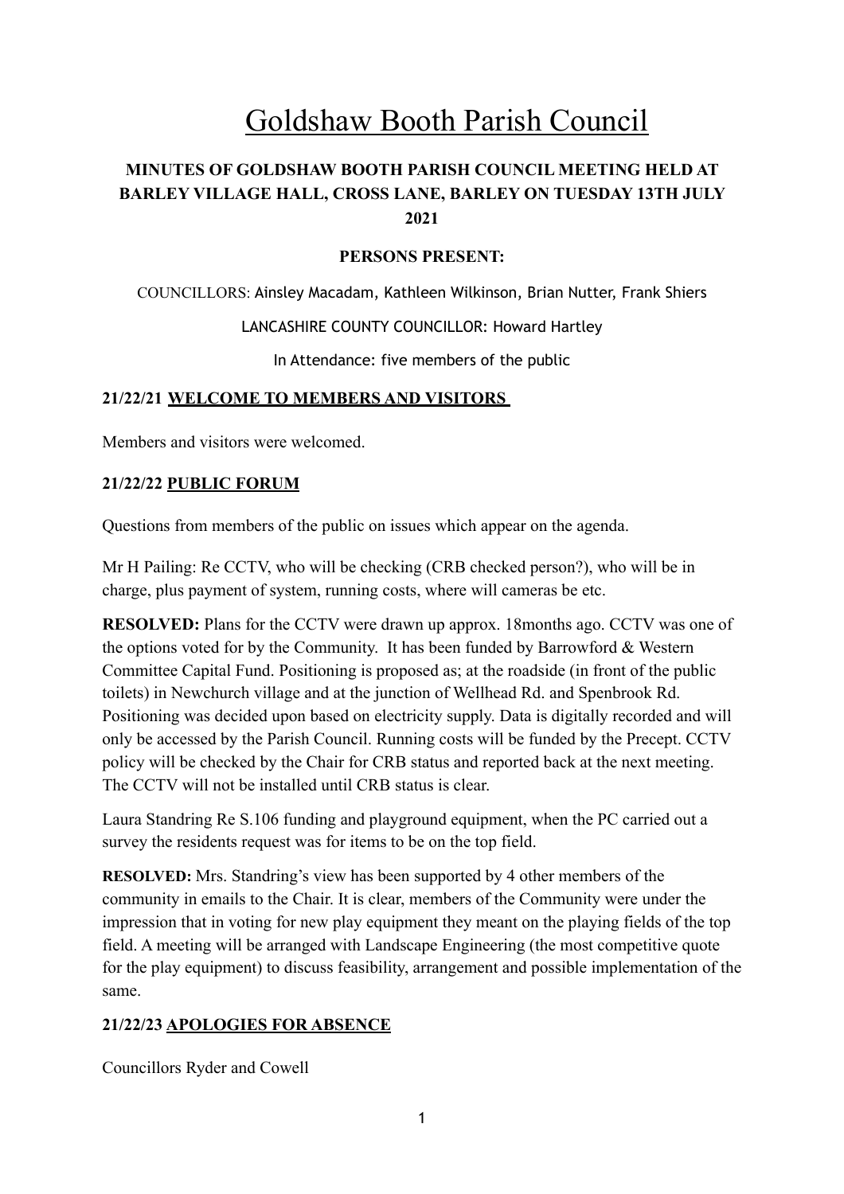# Goldshaw Booth Parish Council

## MINUTES OF GOLDSHAW BOOTH PARISH COUNCIL MEETING HELD AT BARLEY VILLAGE HALL, CROSS LANE, BARLEY ON TUESDAY 13TH JULY 2021

### PERSONS PRESENT:

COUNCILLORS: Ainsley Macadam, Kathleen Wilkinson, Brian Nutter, Frank Shiers

LANCASHIRE COUNTY COUNCILLOR: Howard Hartley

In Attendance: five members of the public

### 21/22/21 WELCOME TO MEMBERS AND VISITORS

Members and visitors were welcomed.

### 21/22/22 PUBLIC FORUM

Questions from members of the public on issues which appear on the agenda.

Mr H Pailing: Re CCTV, who will be checking (CRB checked person?), who will be in charge, plus payment of system, running costs, where will cameras be etc.

**RESOLVED:** Plans for the CCTV were drawn up approx. 18months ago. CCTV was one of the options voted for by the Community. It has been funded by Barrowford & Western Committee Capital Fund. Positioning is proposed as; at the roadside (in front of the public toilets) in Newchurch village and at the junction of Wellhead Rd. and Spenbrook Rd. Positioning was decided upon based on electricity supply. Data is digitally recorded and will only be accessed by the Parish Council. Running costs will be funded by the Precept. CCTV policy will be checked by the Chair for CRB status and reported back at the next meeting. The CCTV will not be installed until CRB status is clear.

Laura Standring Re S.106 funding and playground equipment, when the PC carried out a survey the residents request was for items to be on the top field.

**RESOLVED:** Mrs. Standring's view has been supported by 4 other members of the community in emails to the Chair. It is clear, members of the Community were under the impression that in voting for new play equipment they meant on the playing fields of the top field. A meeting will be arranged with Landscape Engineering (the most competitive quote for the play equipment) to discuss feasibility, arrangement and possible implementation of the same.

### 21/22/23 APOLOGIES FOR ABSENCE

Councillors Ryder and Cowell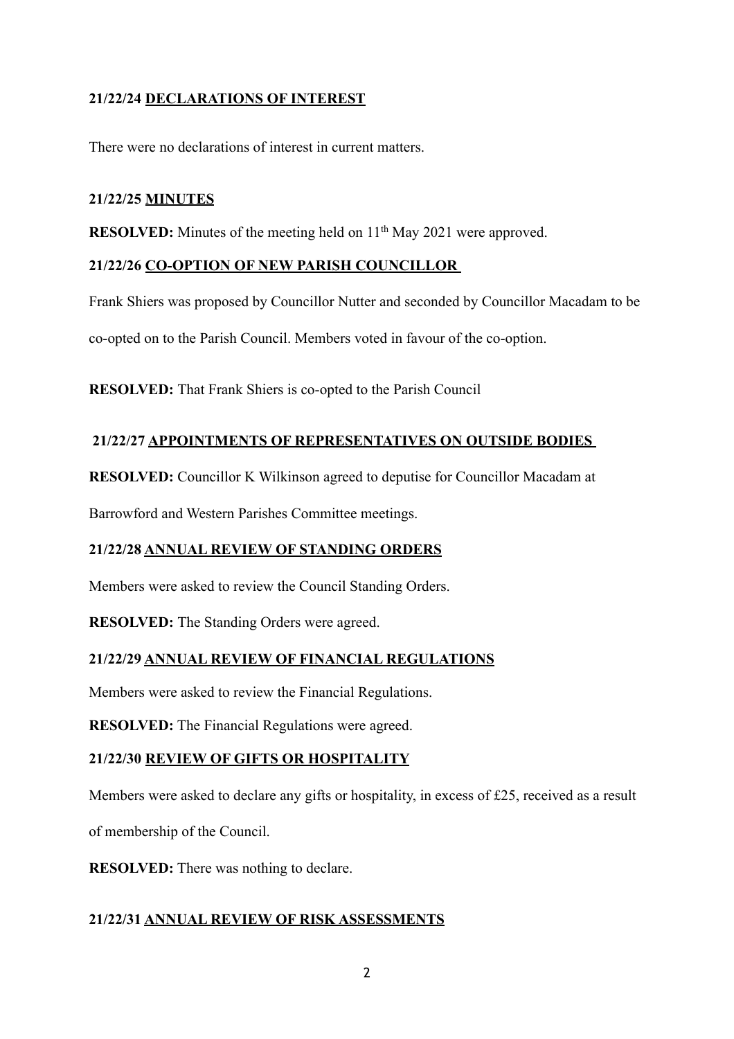**21/22/24 DECLARATIONS OF INTEREST**

There were no declarations of interest in current matters.

**21/22/25 MINUTES**

**RESOLVED:** Minutes of the meeting held on 11th May 2021 were approved.

**21/22/26 CO-OPTION OF NEW PARISH COUNCILLOR**

Frank Shiers was proposed by Councillor Nutter and seconded by Councillor Macadam to be co-opted on to the Parish Council. Members voted in favour of the co-option.

**RESOLVED:** That Frank Shiers is co-opted to the Parish Council

**21/22/27 APPOINTMENTS OF REPRESENTATIVES ON OUTSIDE BODIES**

**RESOLVED:** Councillor K Wilkinson agreed to deputise for Councillor Macadam at Barrowford and Western Parishes Committee meetings.

**21/22/28 ANNUAL REVIEW OF STANDING ORDERS**

Members were asked to review the Council Standing Orders.

**RESOLVED:** The Standing Orders were agreed.

**21/22/29 ANNUAL REVIEW OF FINANCIAL REGULATIONS**

Members were asked to review the Financial Regulations.

**RESOLVED:** The Financial Regulations were agreed.

**21/22/30 REVIEW OF GIFTS OR HOSPITALITY**

Members were asked to declare any gifts or hospitality, in excess of £25, received as a result of membership of the Council.

**RESOLVED:** There was nothing to declare.

**21/22/31 ANNUAL REVIEW OF RISK ASSESSMENTS**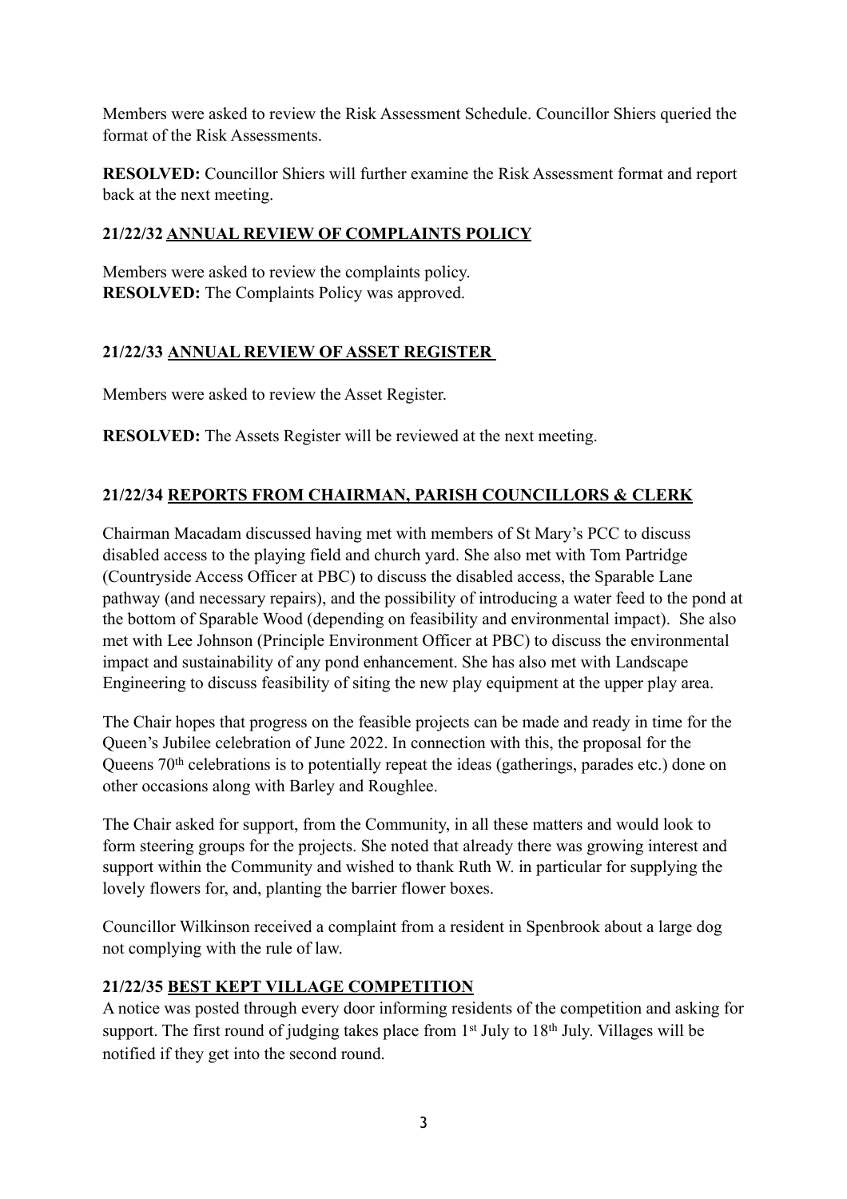Members were asked to review the Risk Assessment Schedule. Councillor Shiers queried the format of the Risk Assessments.

**RESOLVED:** Councillor Shiers will further examine the Risk Assessment format and report back at the next meeting.

### 21/22/32 ANNUAL REVIEW OF COMPLAINTS POLICY

Members were asked to review the complaints policy.
**RESOLVED:** The Complaints Policy was approved.

### 21/22/33 ANNUAL REVIEW OF ASSET REGISTER

Members were asked to review the Asset Register.

**RESOLVED:** The Assets Register will be reviewed at the next meeting.

### 21/22/34 REPORTS FROM CHAIRMAN, PARISH COUNCILLORS & CLERK

Chairman Macadam discussed having met with members of St Mary's PCC to discuss disabled access to the playing field and church yard. She also met with Tom Partridge (Countryside Access Officer at PBC) to discuss the disabled access, the Sparable Lane pathway (and necessary repairs), and the possibility of introducing a water feed to the pond at the bottom of Sparable Wood (depending on feasibility and environmental impact). She also met with Lee Johnson (Principle Environment Officer at PBC) to discuss the environmental impact and sustainability of any pond enhancement. She has also met with Landscape Engineering to discuss feasibility of siting the new play equipment at the upper play area.

The Chair hopes that progress on the feasible projects can be made and ready in time for the Queen's Jubilee celebration of June 2022. In connection with this, the proposal for the Queens 70th celebrations is to potentially repeat the ideas (gatherings, parades etc.) done on other occasions along with Barley and Roughlee.

The Chair asked for support, from the Community, in all these matters and would look to form steering groups for the projects. She noted that already there was growing interest and support within the Community and wished to thank Ruth W. in particular for supplying the lovely flowers for, and, planting the barrier flower boxes.

Councillor Wilkinson received a complaint from a resident in Spenbrook about a large dog not complying with the rule of law.

### 21/22/35 BEST KEPT VILLAGE COMPETITION

A notice was posted through every door informing residents of the competition and asking for support. The first round of judging takes place from 1st July to 18th July. Villages will be notified if they get into the second round.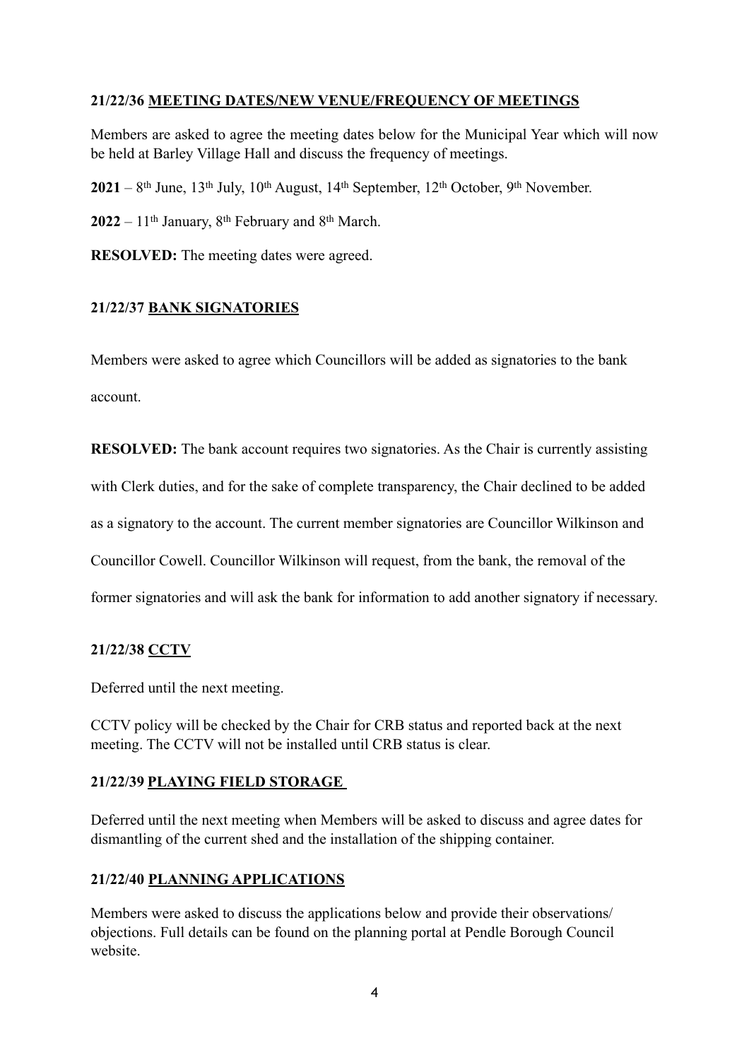**21/22/36 <u>MEETING DATES/NEW VENUE/FREQUENCY OF MEETINGS</u>**

Members are asked to agree the meeting dates below for the Municipal Year which will now be held at Barley Village Hall and discuss the frequency of meetings.

**2021** – 8th June, 13th July, 10th August, 14th September, 12th October, 9th November.

**2022** – 11th January, 8th February and 8th March.

**RESOLVED:** The meeting dates were agreed.

**21/22/37 <u>BANK SIGNATORIES</u>**

Members were asked to agree which Councillors will be added as signatories to the bank account.

**RESOLVED:** The bank account requires two signatories. As the Chair is currently assisting with Clerk duties, and for the sake of complete transparency, the Chair declined to be added as a signatory to the account. The current member signatories are Councillor Wilkinson and Councillor Cowell. Councillor Wilkinson will request, from the bank, the removal of the former signatories and will ask the bank for information to add another signatory if necessary.

**21/22/38 <u>CCTV</u>**

Deferred until the next meeting.

CCTV policy will be checked by the Chair for CRB status and reported back at the next meeting. The CCTV will not be installed until CRB status is clear.

**21/22/39 <u>PLAYING FIELD STORAGE</u>**

Deferred until the next meeting when Members will be asked to discuss and agree dates for dismantling of the current shed and the installation of the shipping container.

**21/22/40 <u>PLANNING APPLICATIONS</u>**

Members were asked to discuss the applications below and provide their observations/ objections. Full details can be found on the planning portal at Pendle Borough Council website.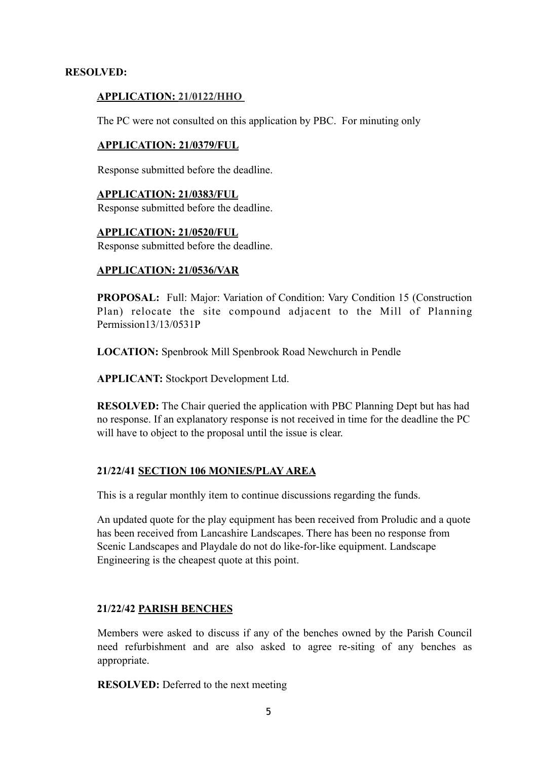**RESOLVED:**

**APPLICATION: 21/0122/HHO**

The PC were not consulted on this application by PBC. For minuting only

**APPLICATION: 21/0379/FUL**

Response submitted before the deadline.

**APPLICATION: 21/0383/FUL**

Response submitted before the deadline.

**APPLICATION: 21/0520/FUL**

Response submitted before the deadline.

**APPLICATION: 21/0536/VAR**

**PROPOSAL:** Full: Major: Variation of Condition: Vary Condition 15 (Construction Plan) relocate the site compound adjacent to the Mill of Planning Permission13/13/0531P

**LOCATION:** Spenbrook Mill Spenbrook Road Newchurch in Pendle

**APPLICANT:** Stockport Development Ltd.

**RESOLVED:** The Chair queried the application with PBC Planning Dept but has had no response. If an explanatory response is not received in time for the deadline the PC will have to object to the proposal until the issue is clear.

**21/22/41 SECTION 106 MONIES/PLAY AREA**

This is a regular monthly item to continue discussions regarding the funds.

An updated quote for the play equipment has been received from Proludic and a quote has been received from Lancashire Landscapes. There has been no response from Scenic Landscapes and Playdale do not do like-for-like equipment. Landscape Engineering is the cheapest quote at this point.

**21/22/42 PARISH BENCHES**

Members were asked to discuss if any of the benches owned by the Parish Council need refurbishment and are also asked to agree re-siting of any benches as appropriate.

**RESOLVED:** Deferred to the next meeting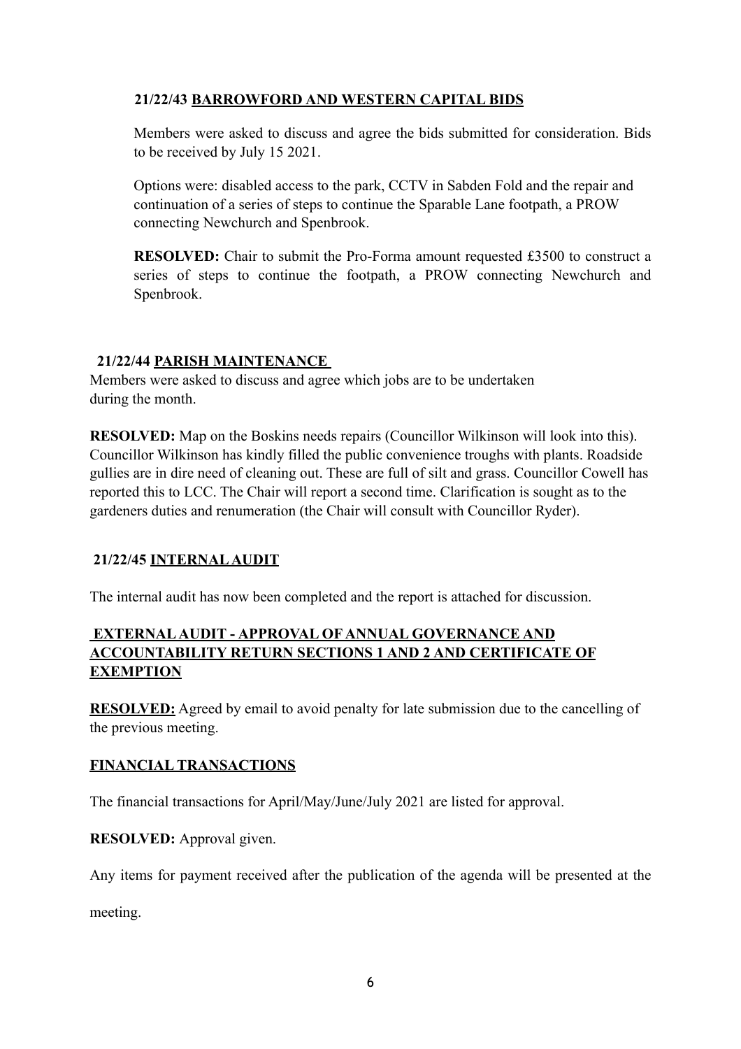### 21/22/43 BARROWFORD AND WESTERN CAPITAL BIDS

Members were asked to discuss and agree the bids submitted for consideration. Bids to be received by July 15 2021.

Options were: disabled access to the park, CCTV in Sabden Fold and the repair and continuation of a series of steps to continue the Sparable Lane footpath, a PROW connecting Newchurch and Spenbrook.

**RESOLVED:** Chair to submit the Pro-Forma amount requested £3500 to construct a series of steps to continue the footpath, a PROW connecting Newchurch and Spenbrook.

### 21/22/44 PARISH MAINTENANCE

Members were asked to discuss and agree which jobs are to be undertaken during the month.

**RESOLVED:** Map on the Boskins needs repairs (Councillor Wilkinson will look into this). Councillor Wilkinson has kindly filled the public convenience troughs with plants. Roadside gullies are in dire need of cleaning out. These are full of silt and grass. Councillor Cowell has reported this to LCC. The Chair will report a second time. Clarification is sought as to the gardeners duties and renumeration (the Chair will consult with Councillor Ryder).

### 21/22/45 INTERNAL AUDIT

The internal audit has now been completed and the report is attached for discussion.

### EXTERNAL AUDIT - APPROVAL OF ANNUAL GOVERNANCE AND ACCOUNTABILITY RETURN SECTIONS 1 AND 2 AND CERTIFICATE OF EXEMPTION

**RESOLVED:** Agreed by email to avoid penalty for late submission due to the cancelling of the previous meeting.

### FINANCIAL TRANSACTIONS

The financial transactions for April/May/June/July 2021 are listed for approval.

**RESOLVED:** Approval given.

Any items for payment received after the publication of the agenda will be presented at the meeting.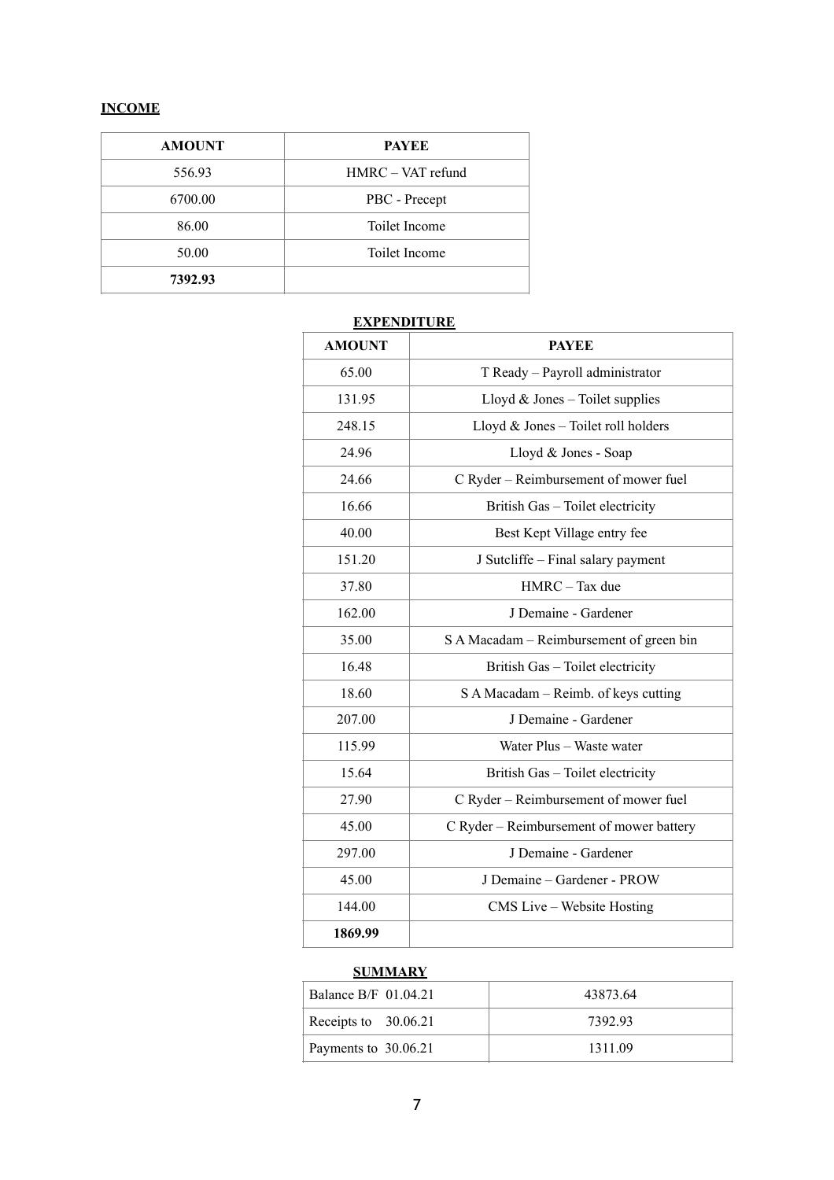**INCOME**

| AMOUNT | PAYEE |
|---|---|
| 556.93 | HMRC – VAT refund |
| 6700.00 | PBC - Precept |
| 86.00 | Toilet Income |
| 50.00 | Toilet Income |
| **7392.93** | |

**EXPENDITURE**

| AMOUNT | PAYEE |
|---|---|
| 65.00 | T Ready – Payroll administrator |
| 131.95 | Lloyd & Jones – Toilet supplies |
| 248.15 | Lloyd & Jones – Toilet roll holders |
| 24.96 | Lloyd & Jones - Soap |
| 24.66 | C Ryder – Reimbursement of mower fuel |
| 16.66 | British Gas – Toilet electricity |
| 40.00 | Best Kept Village entry fee |
| 151.20 | J Sutcliffe – Final salary payment |
| 37.80 | HMRC – Tax due |
| 162.00 | J Demaine - Gardener |
| 35.00 | S A Macadam – Reimbursement of green bin |
| 16.48 | British Gas – Toilet electricity |
| 18.60 | S A Macadam – Reimb. of keys cutting |
| 207.00 | J Demaine - Gardener |
| 115.99 | Water Plus – Waste water |
| 15.64 | British Gas – Toilet electricity |
| 27.90 | C Ryder – Reimbursement of mower fuel |
| 45.00 | C Ryder – Reimbursement of mower battery |
| 297.00 | J Demaine - Gardener |
| 45.00 | J Demaine – Gardener - PROW |
| 144.00 | CMS Live – Website Hosting |
| **1869.99** | |

**SUMMARY**

| | |
|---|---|
| Balance B/F 01.04.21 | 43873.64 |
| Receipts to 30.06.21 | 7392.93 |
| Payments to 30.06.21 | 1311.09 |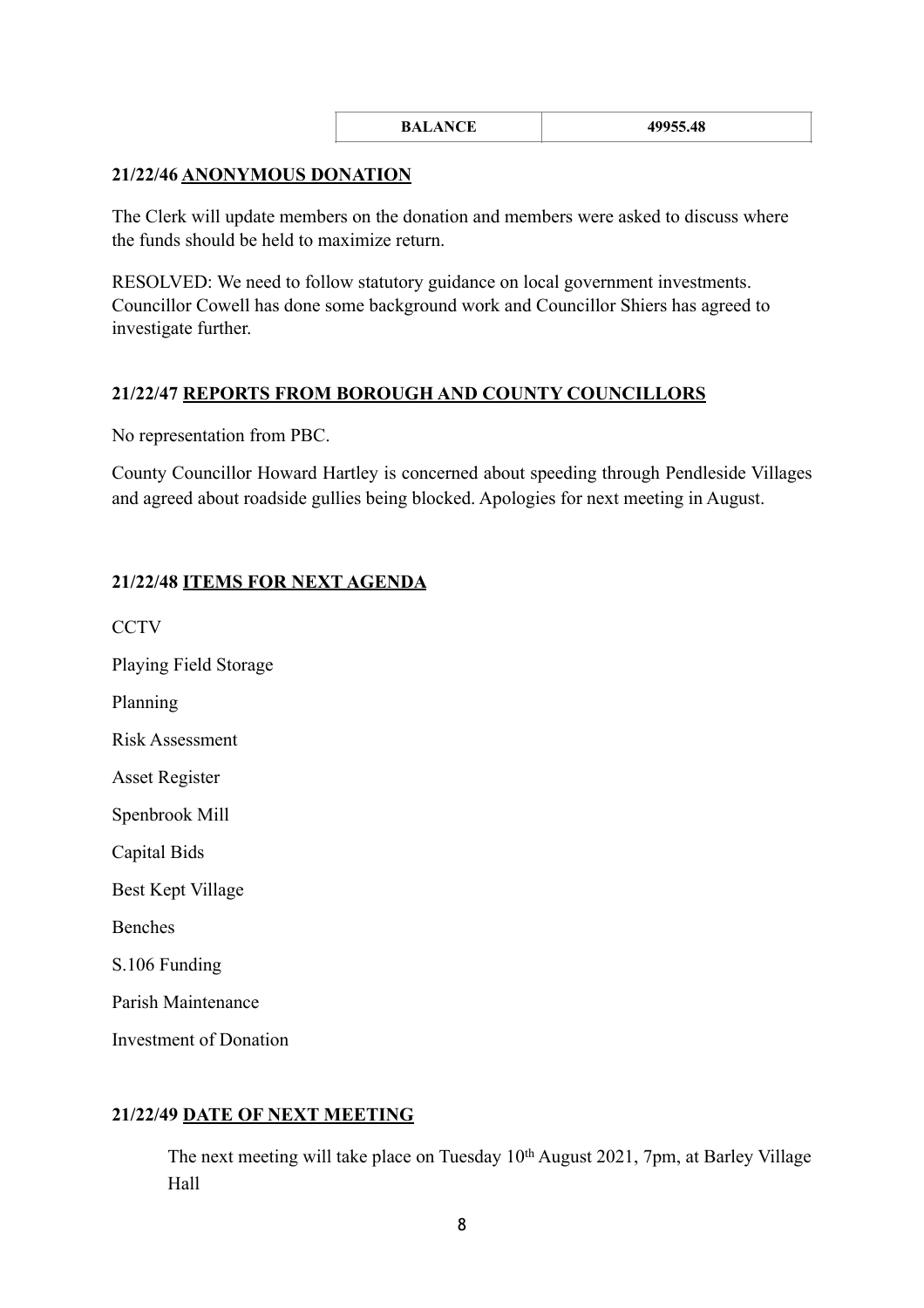| BALANCE | 49955.48 |
|---|---|

**21/22/46 ANONYMOUS DONATION**

The Clerk will update members on the donation and members were asked to discuss where the funds should be held to maximize return.

RESOLVED: We need to follow statutory guidance on local government investments. Councillor Cowell has done some background work and Councillor Shiers has agreed to investigate further.

**21/22/47 REPORTS FROM BOROUGH AND COUNTY COUNCILLORS**

No representation from PBC.

County Councillor Howard Hartley is concerned about speeding through Pendleside Villages and agreed about roadside gullies being blocked. Apologies for next meeting in August.

**21/22/48 ITEMS FOR NEXT AGENDA**

CCTV

Playing Field Storage

Planning

Risk Assessment

Asset Register

Spenbrook Mill

Capital Bids

Best Kept Village

Benches

S.106 Funding

Parish Maintenance

Investment of Donation

**21/22/49 DATE OF NEXT MEETING**

The next meeting will take place on Tuesday 10th August 2021, 7pm, at Barley Village Hall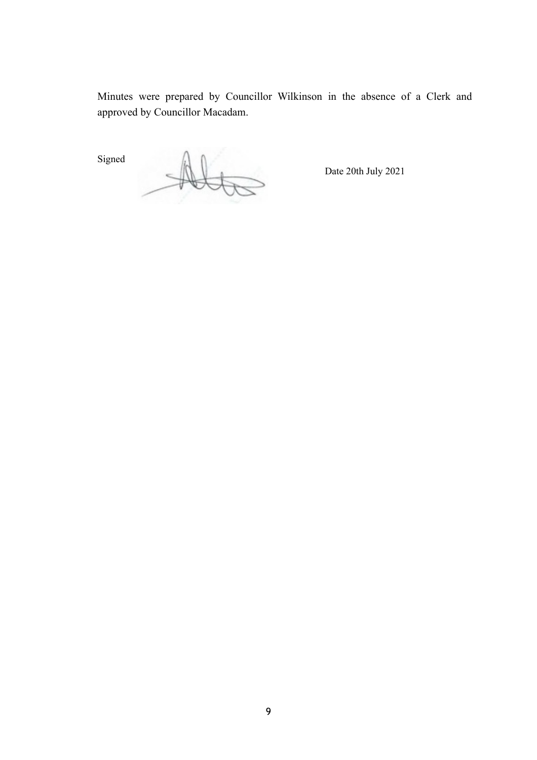Minutes were prepared by Councillor Wilkinson in the absence of a Clerk and approved by Councillor Macadam.

Signed

Date 20th July 2021